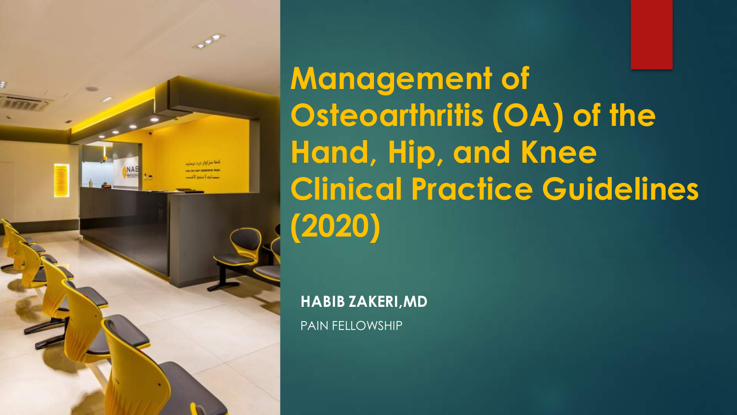# Management of Osteoarthritis (OA) of the Hand, Hip, and Knee Clinical Practice Guidelines (2020)

**HABIB ZAKERI, MD**

PAIN FELLOWSHIP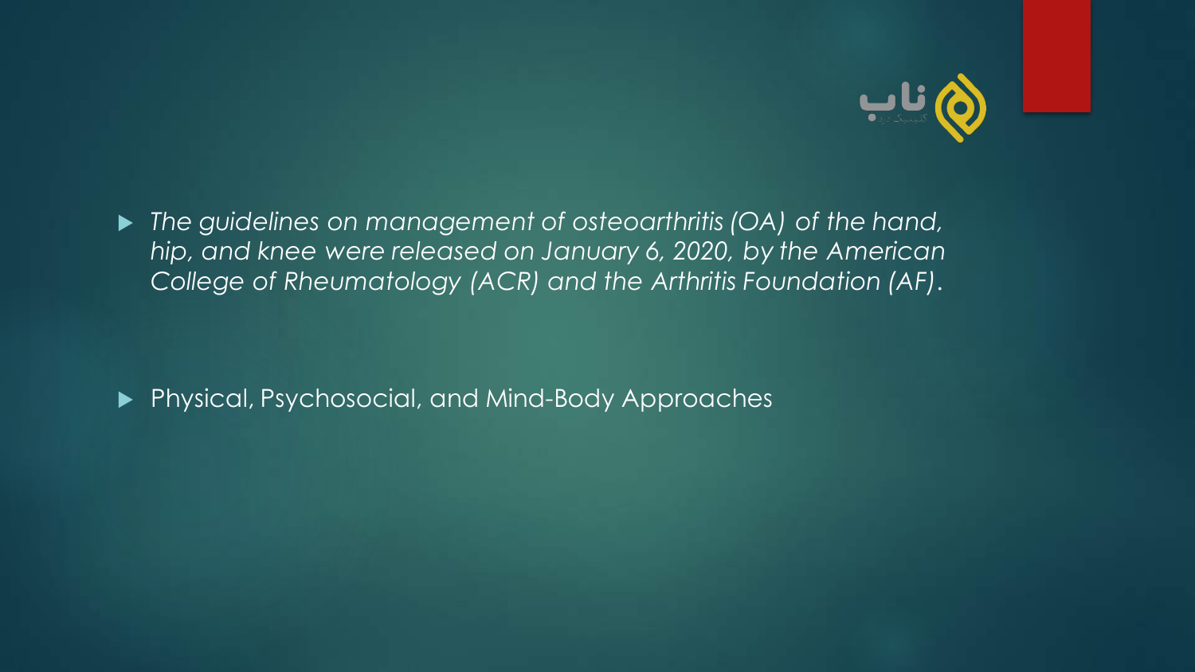- *The guidelines on management of osteoarthritis (OA) of the hand, hip, and knee were released on January 6, 2020, by the American College of Rheumatology (ACR) and the Arthritis Foundation (AF).*

- Physical, Psychosocial, and Mind-Body Approaches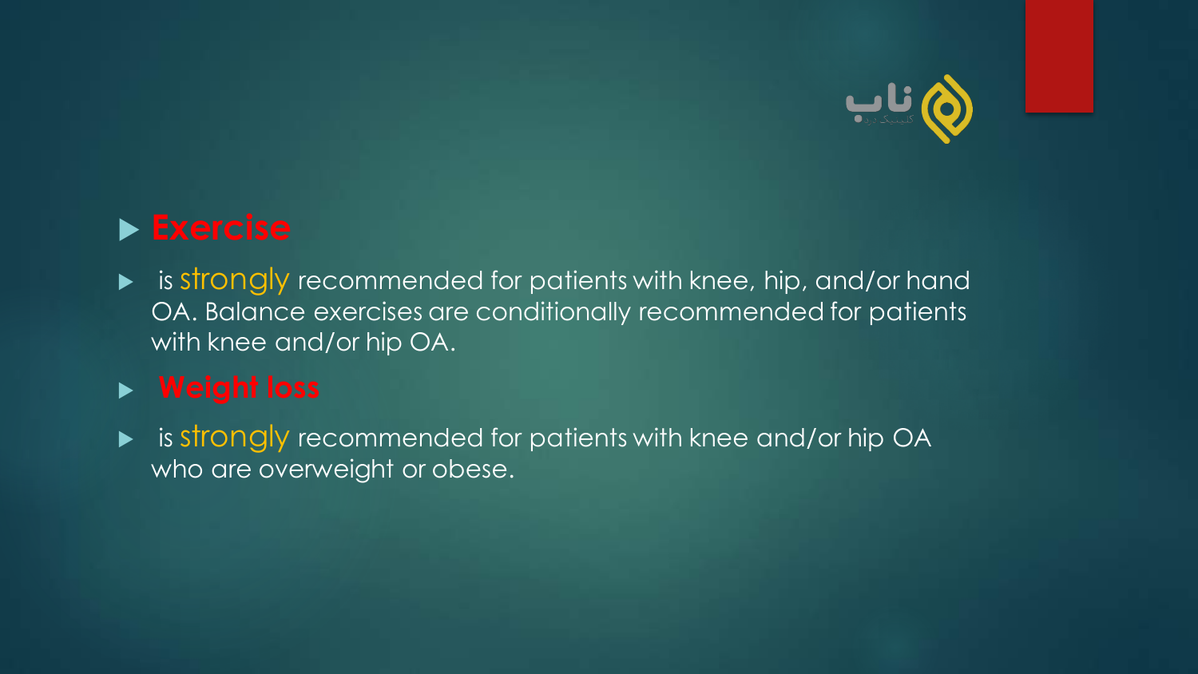- **Exercise**
- is strongly recommended for patients with knee, hip, and/or hand OA. Balance exercises are conditionally recommended for patients with knee and/or hip OA.
- **Weight loss**
- is strongly recommended for patients with knee and/or hip OA who are overweight or obese.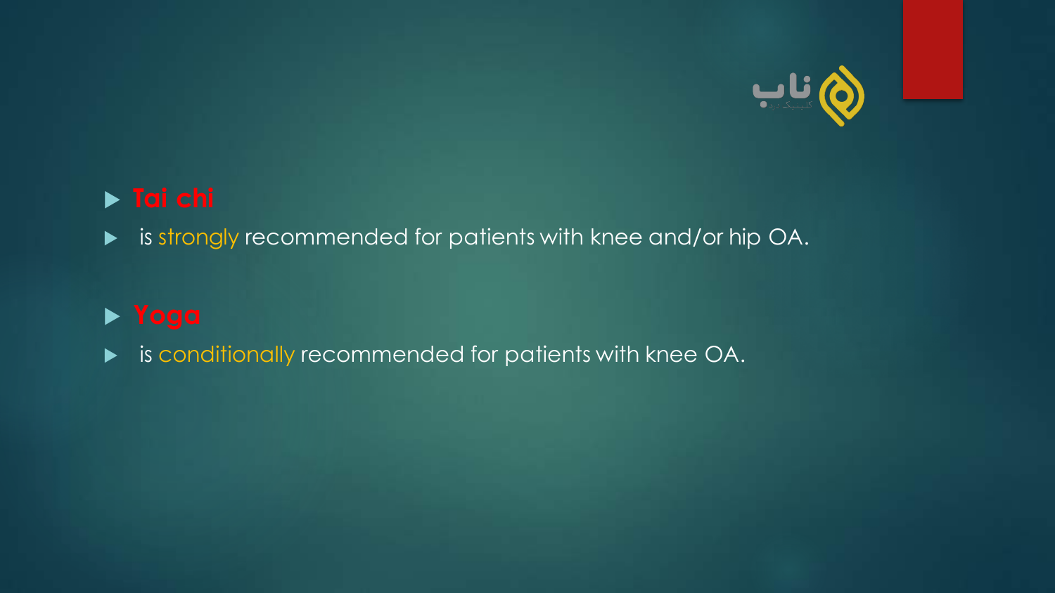- **Tai chi**
- is strongly recommended for patients with knee and/or hip OA.

- **Yoga**
- is conditionally recommended for patients with knee OA.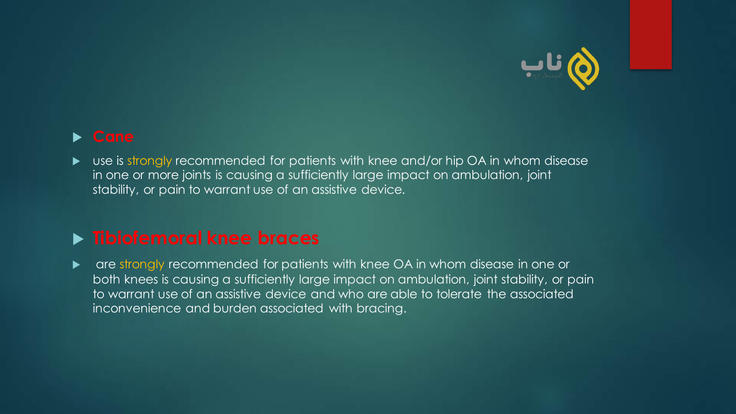- **Cane**
- use is strongly recommended for patients with knee and/or hip OA in whom disease in one or more joints is causing a sufficiently large impact on ambulation, joint stability, or pain to warrant use of an assistive device.

- **Tibiofemoral knee braces**
- are strongly recommended for patients with knee OA in whom disease in one or both knees is causing a sufficiently large impact on ambulation, joint stability, or pain to warrant use of an assistive device and who are able to tolerate the associated inconvenience and burden associated with bracing.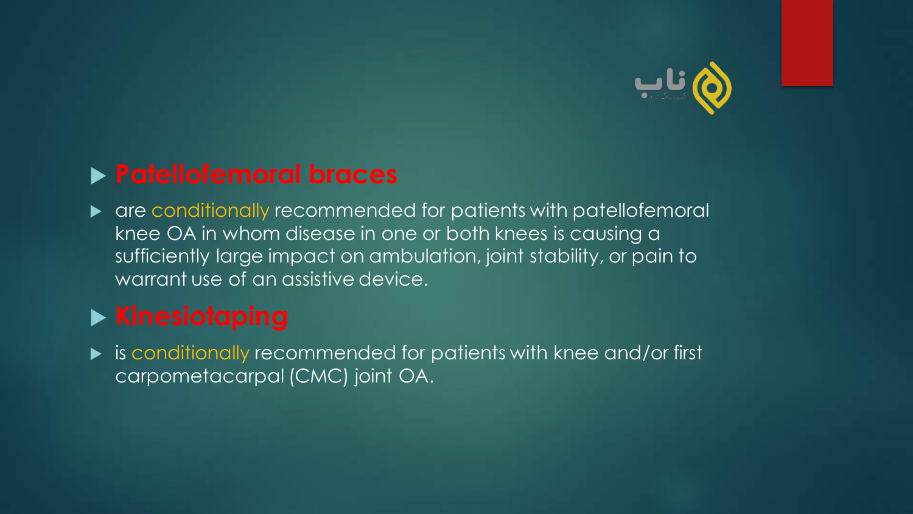- **Patellofemoral braces**
- are conditionally recommended for patients with patellofemoral knee OA in whom disease in one or both knees is causing a sufficiently large impact on ambulation, joint stability, or pain to warrant use of an assistive device.
- **Kinesiotaping**
- is conditionally recommended for patients with knee and/or first carpometacarpal (CMC) joint OA.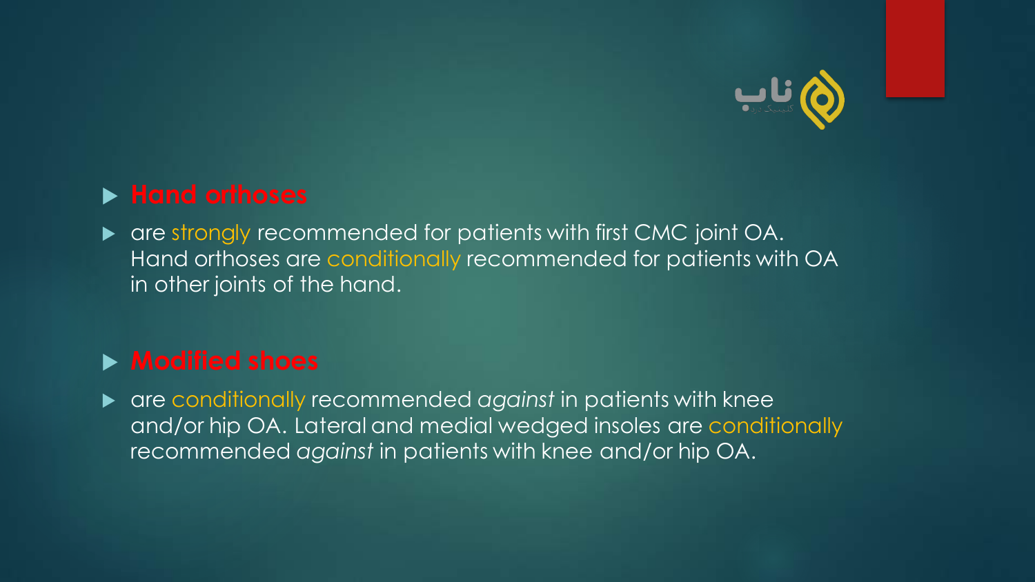- **Hand orthoses**
- are strongly recommended for patients with first CMC joint OA. Hand orthoses are conditionally recommended for patients with OA in other joints of the hand.

- **Modified shoes**
- are conditionally recommended *against* in patients with knee and/or hip OA. Lateral and medial wedged insoles are conditionally recommended *against* in patients with knee and/or hip OA.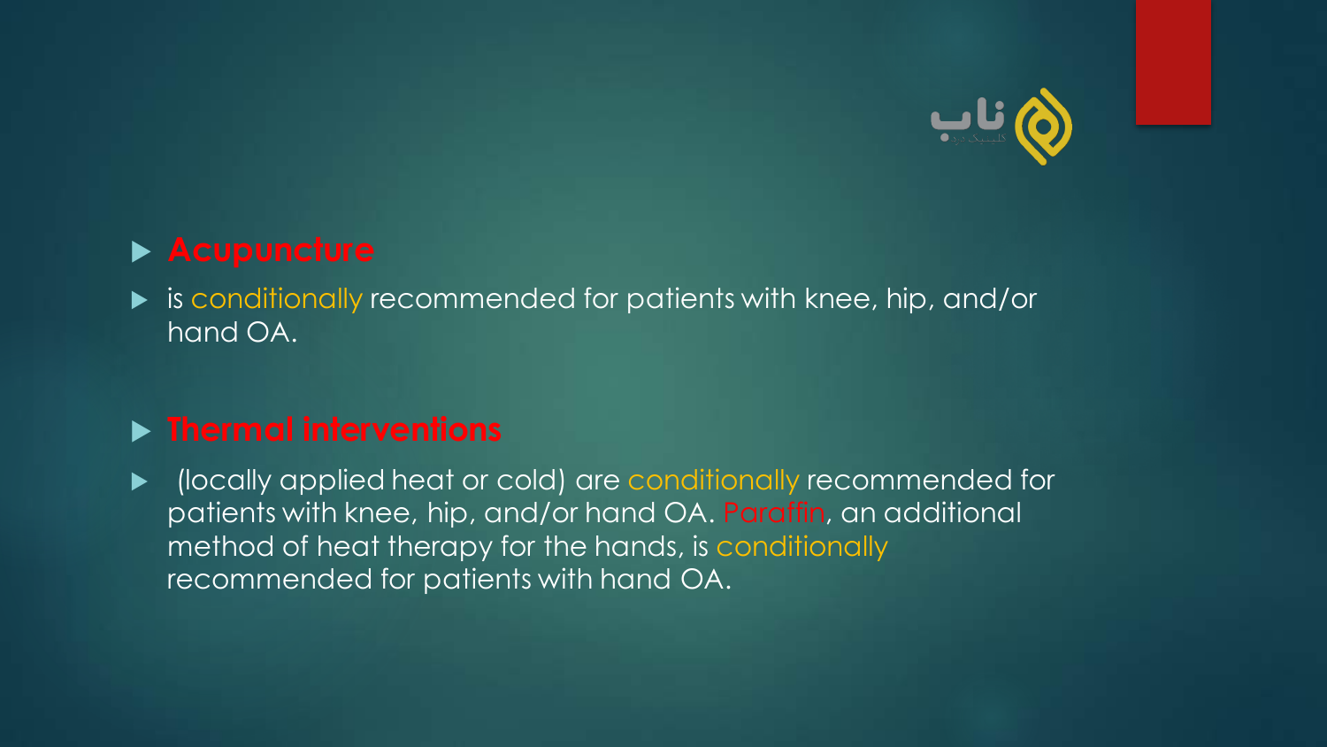- **Acupuncture**
- is conditionally recommended for patients with knee, hip, and/or hand OA.

- **Thermal interventions**
- (locally applied heat or cold) are conditionally recommended for patients with knee, hip, and/or hand OA. Paraffin, an additional method of heat therapy for the hands, is conditionally recommended for patients with hand OA.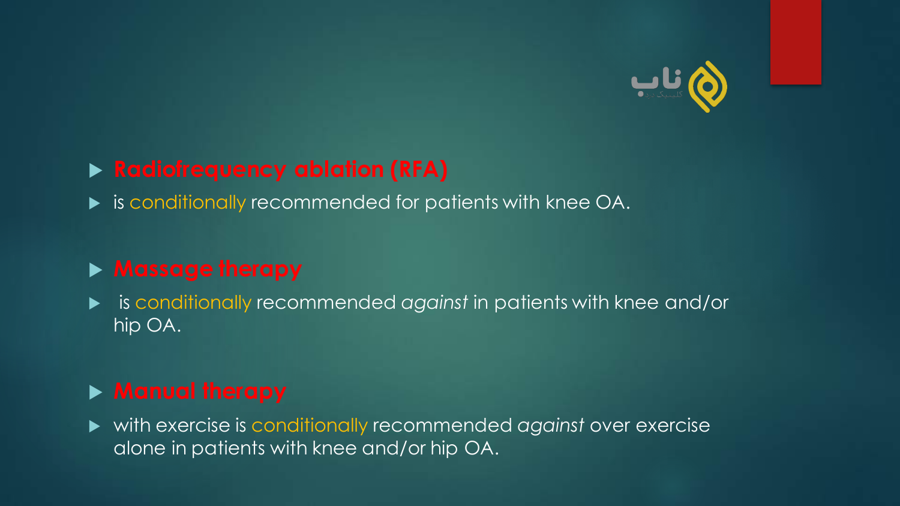- **Radiofrequency ablation (RFA)**
- is conditionally recommended for patients with knee OA.

- **Massage therapy**
- is conditionally recommended *against* in patients with knee and/or hip OA.

- **Manual therapy**
- with exercise is conditionally recommended *against* over exercise alone in patients with knee and/or hip OA.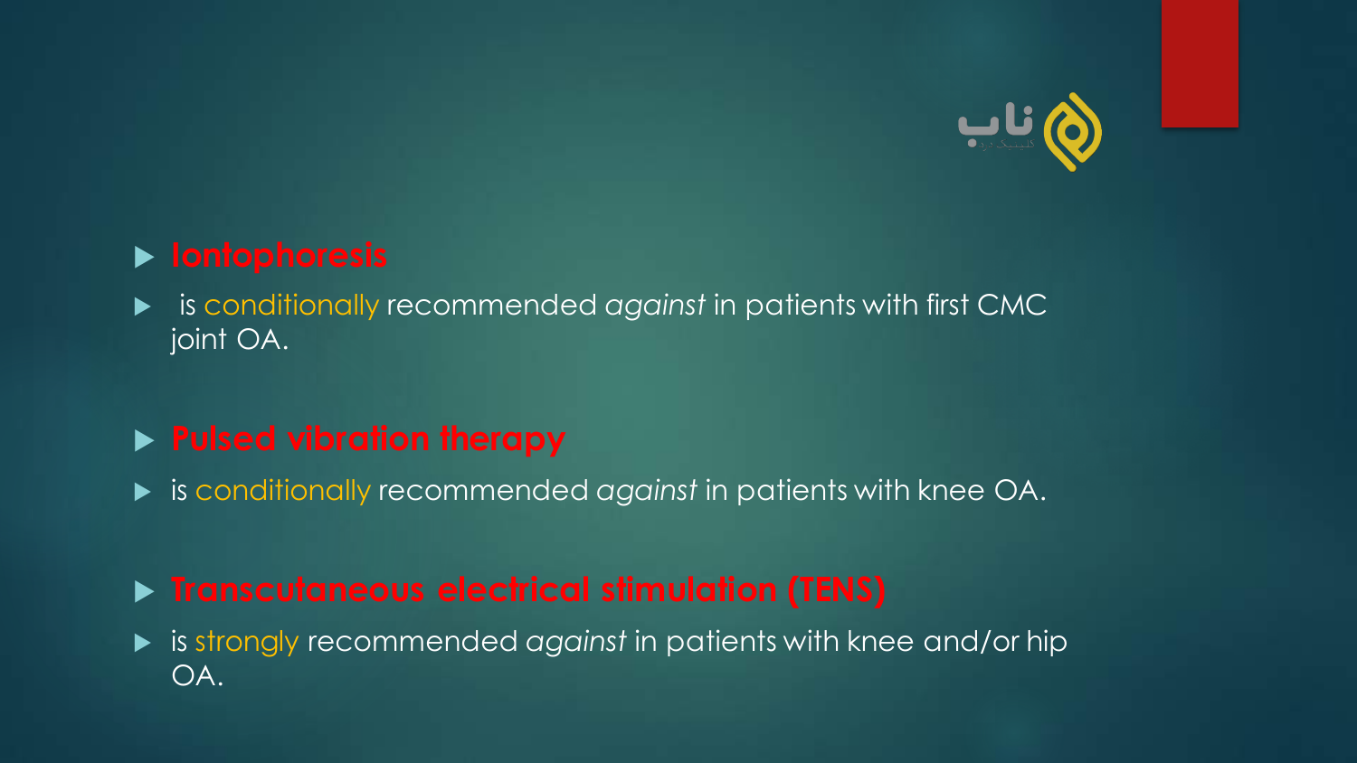- **Iontophoresis**
- is conditionally recommended *against* in patients with first CMC joint OA.

- **Pulsed vibration therapy**
- is conditionally recommended *against* in patients with knee OA.

- **Transcutaneous electrical stimulation (TENS)**
- is strongly recommended *against* in patients with knee and/or hip OA.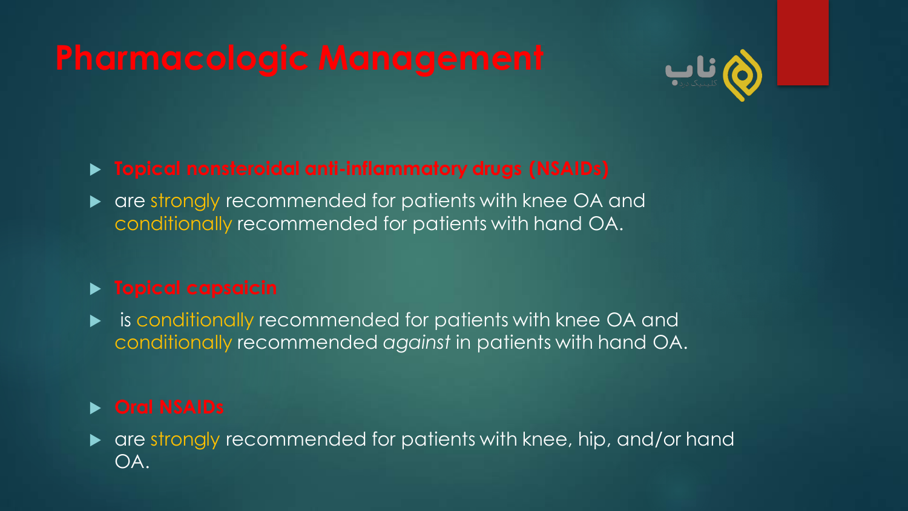# Pharmacologic Management

- **Topical nonsteroidal anti-inflammatory drugs (NSAIDs)**
- are strongly recommended for patients with knee OA and conditionally recommended for patients with hand OA.

- **Topical capsaicin**
- is conditionally recommended for patients with knee OA and conditionally recommended *against* in patients with hand OA.

- **Oral NSAIDs**
- are strongly recommended for patients with knee, hip, and/or hand OA.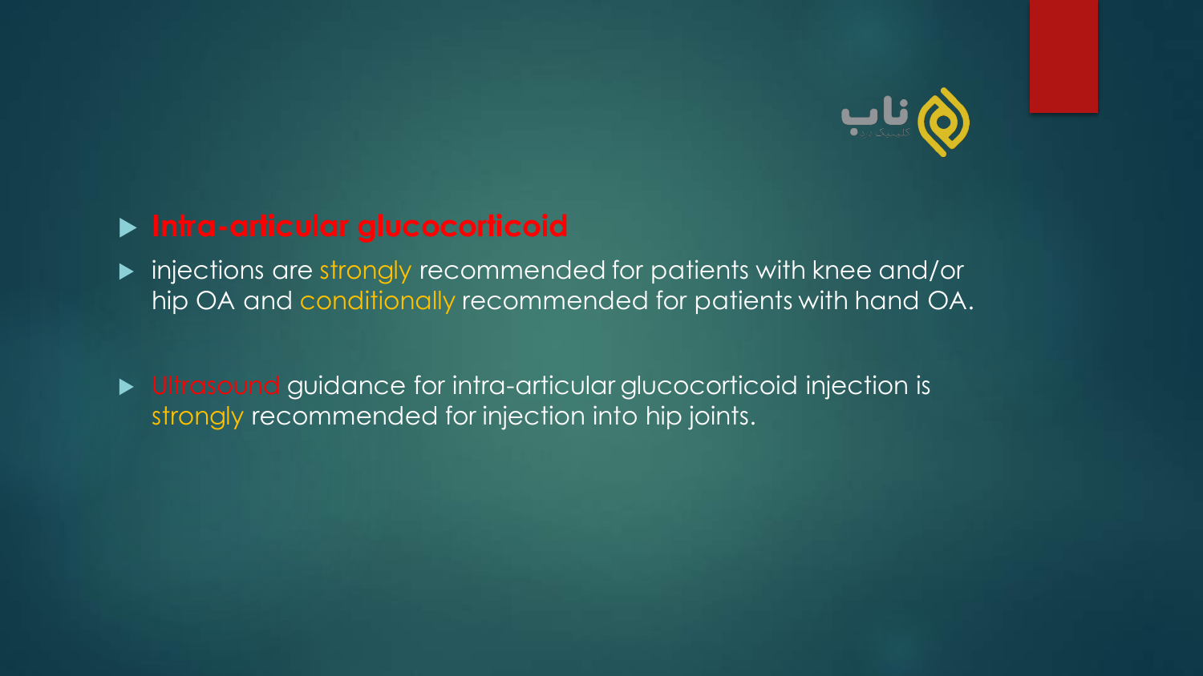- **Intra-articular glucocorticoid**
- injections are strongly recommended for patients with knee and/or hip OA and conditionally recommended for patients with hand OA.
- Ultrasound guidance for intra-articular glucocorticoid injection is strongly recommended for injection into hip joints.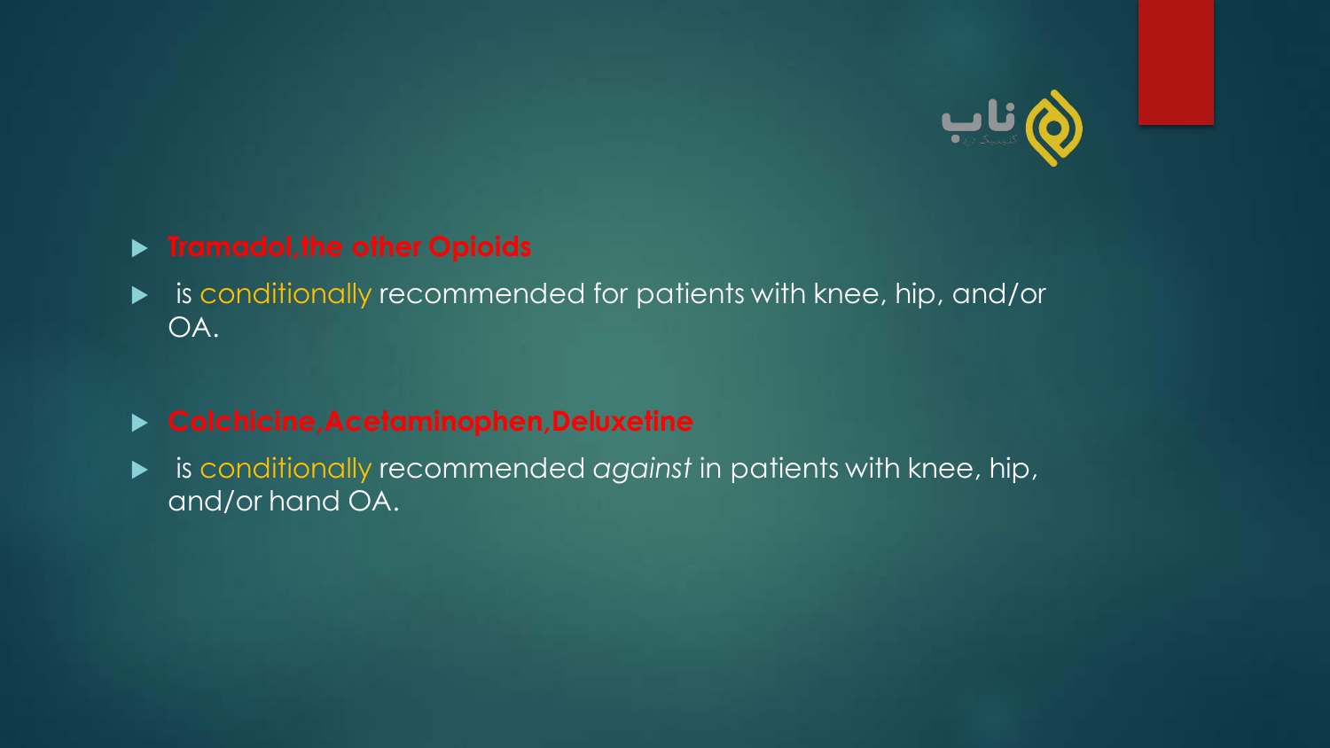- **Tramadol,the other Opioids**
- is conditionally recommended for patients with knee, hip, and/or OA.

- **Colchicine,Acetaminophen,Deluxetine**
- is conditionally recommended *against* in patients with knee, hip, and/or hand OA.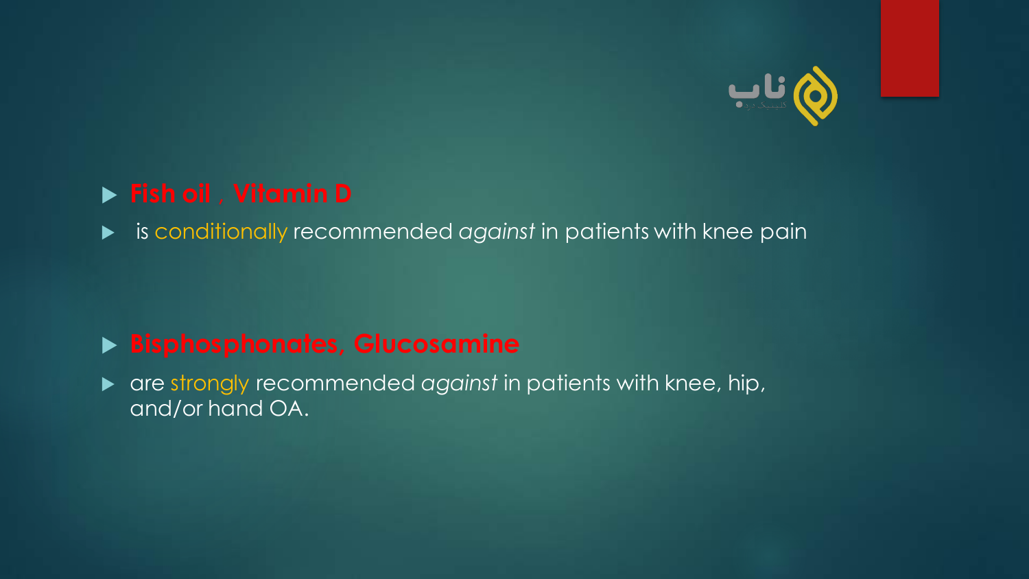- **Fish oil , Vitamin D**
- is conditionally recommended *against* in patients with knee pain

- **Bisphosphonates, Glucosamine**
- are strongly recommended *against* in patients with knee, hip, and/or hand OA.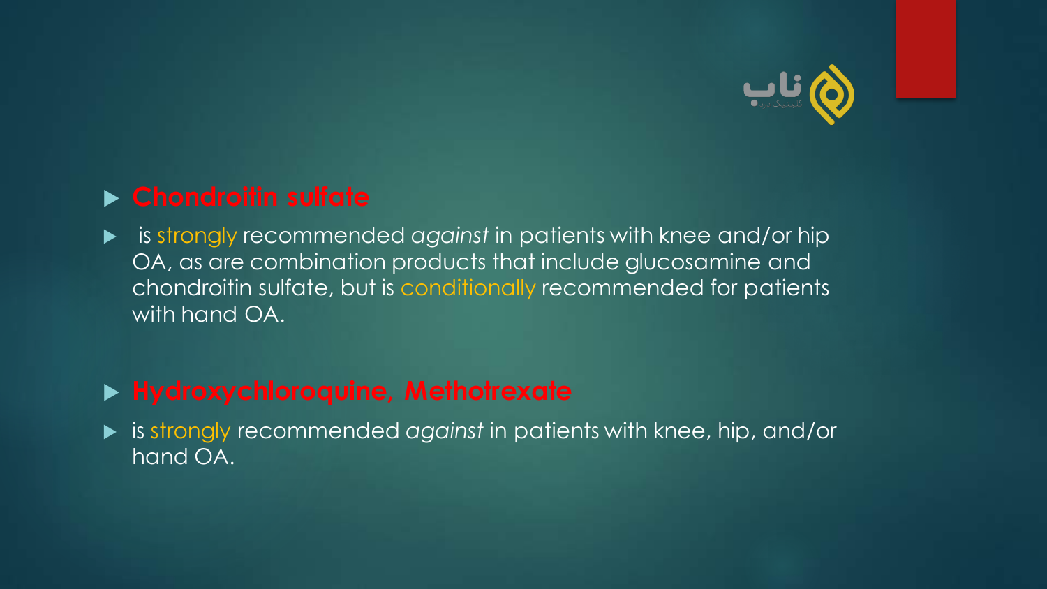- **Chondroitin sulfate**
- is strongly recommended *against* in patients with knee and/or hip OA, as are combination products that include glucosamine and chondroitin sulfate, but is conditionally recommended for patients with hand OA.

- **Hydroxychloroquine, Methotrexate**
- is strongly recommended *against* in patients with knee, hip, and/or hand OA.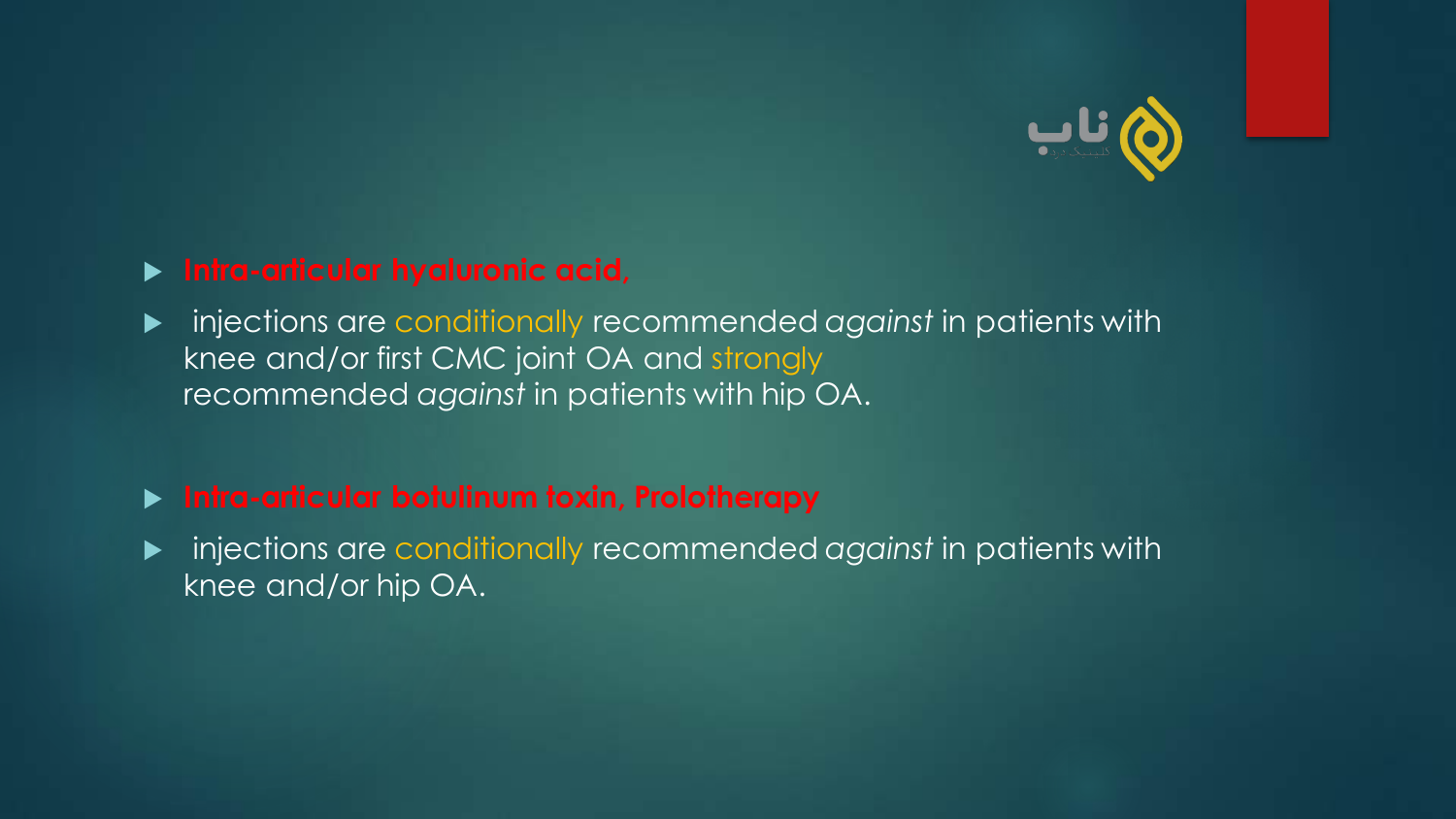- **Intra-articular hyaluronic acid,**
- injections are conditionally recommended *against* in patients with knee and/or first CMC joint OA and strongly recommended *against* in patients with hip OA.

- **Intra-articular botulinum toxin, Prolotherapy**
- injections are conditionally recommended *against* in patients with knee and/or hip OA.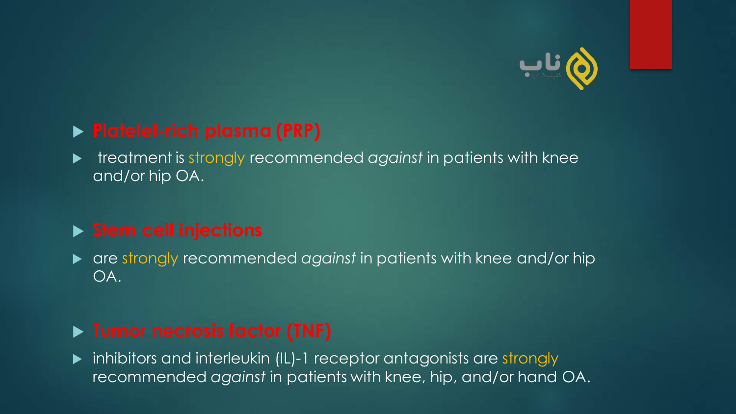- **Platelet-rich plasma (PRP)**
- treatment is strongly recommended *against* in patients with knee and/or hip OA.

- **Stem cell injections**
- are strongly recommended *against* in patients with knee and/or hip OA.

- **Tumor necrosis factor (TNF)**
- inhibitors and interleukin (IL)-1 receptor antagonists are strongly recommended *against* in patients with knee, hip, and/or hand OA.